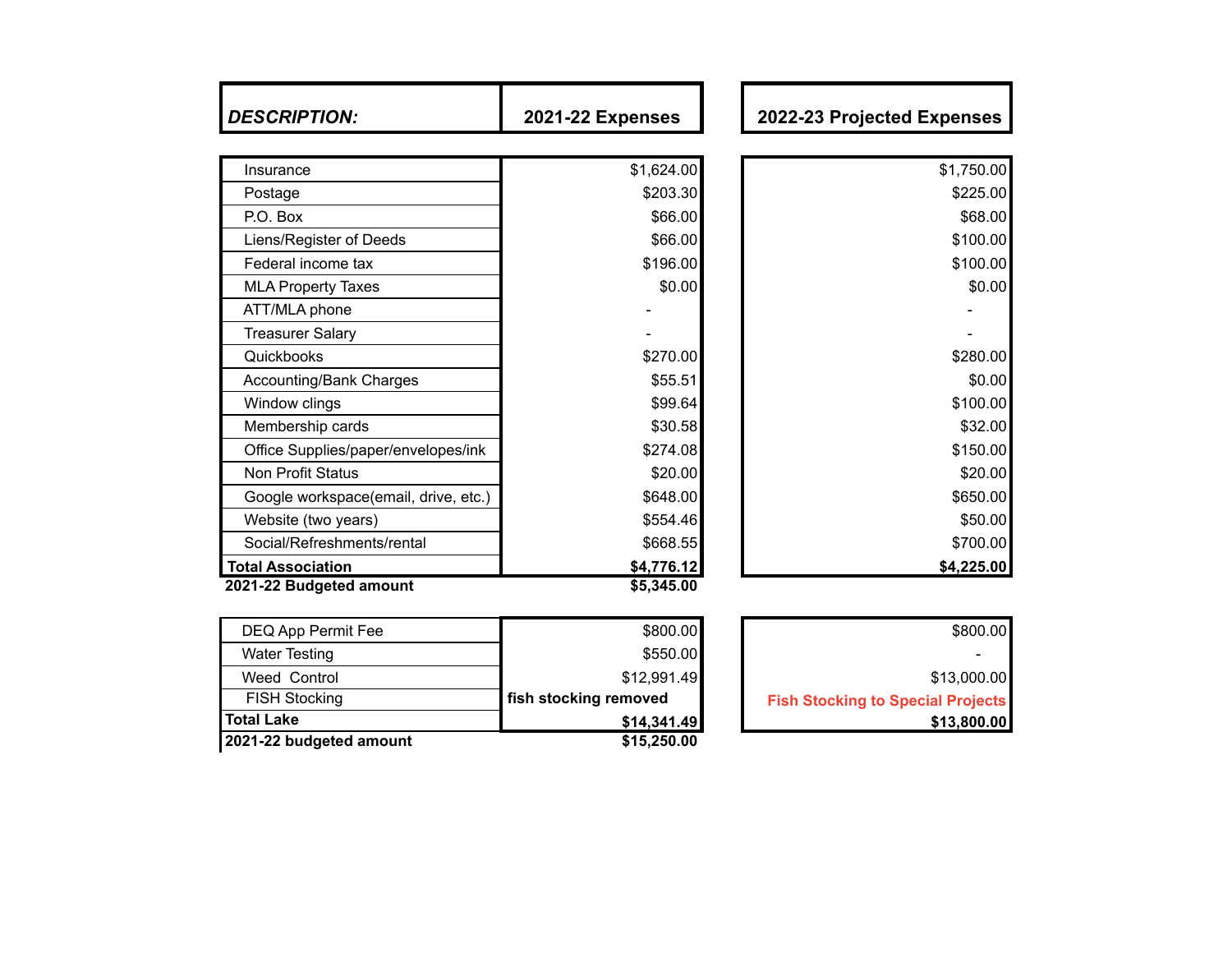| ***DESCRIPTION:*** | **2021-22 Expenses** | **2022-23 Projected Expenses** |
|---|---:|---:|
| Insurance | $1,624.00 | $1,750.00 |
| Postage | $203.30 | $225.00 |
| P.O. Box | $66.00 | $68.00 |
| Liens/Register of Deeds | $66.00 | $100.00 |
| Federal income tax | $196.00 | $100.00 |
| MLA Property Taxes | $0.00 | $0.00 |
| ATT/MLA phone | - | - |
| Treasurer Salary | - | - |
| Quickbooks | $270.00 | $280.00 |
| Accounting/Bank Charges | $55.51 | $0.00 |
| Window clings | $99.64 | $100.00 |
| Membership cards | $30.58 | $32.00 |
| Office Supplies/paper/envelopes/ink | $274.08 | $150.00 |
| Non Profit Status | $20.00 | $20.00 |
| Google workspace(email, drive, etc.) | $648.00 | $650.00 |
| Website (two years) | $554.46 | $50.00 |
| Social/Refreshments/rental | $668.55 | $700.00 |
| **Total Association** | **$4,776.12** | **$4,225.00** |
| **2021-22 Budgeted amount** | **$5,345.00** | |

| | | |
|---|---:|---:|
| DEQ App Permit Fee | $800.00 | $800.00 |
| Water Testing | $550.00 | - |
| Weed Control | $12,991.49 | $13,000.00 |
| FISH Stocking | **fish stocking removed** | **Fish Stocking to Special Projects** |
| **Total Lake** | **$14,341.49** | **$13,800.00** |
| **2021-22 budgeted amount** | **$15,250.00** | |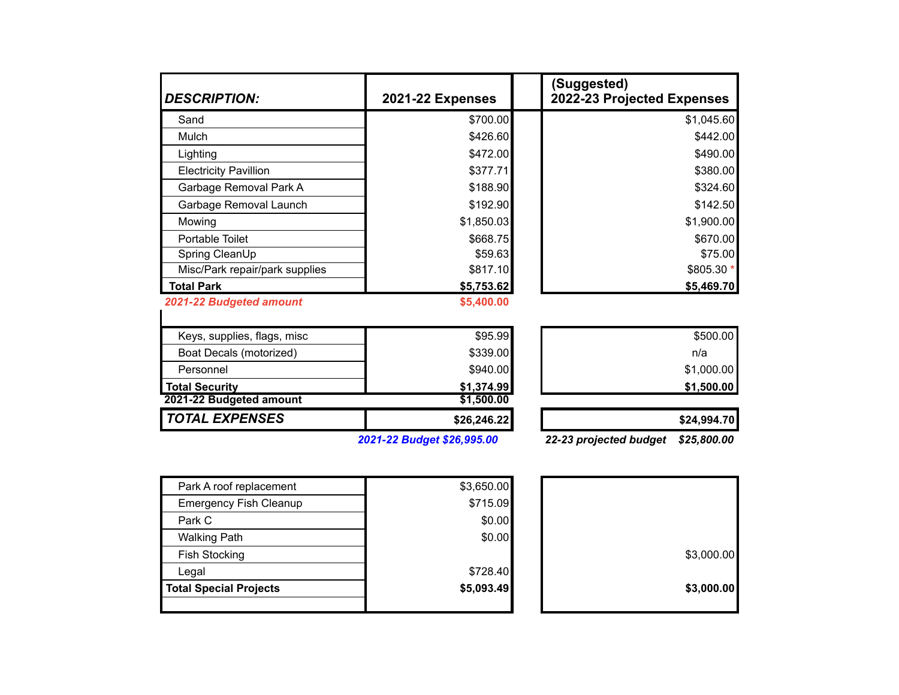| DESCRIPTION: | 2021-22 Expenses | (Suggested) 2022-23 Projected Expenses |
|---|---|---|
| Sand | $700.00 | $1,045.60 |
| Mulch | $426.60 | $442.00 |
| Lighting | $472.00 | $490.00 |
| Electricity Pavillion | $377.71 | $380.00 |
| Garbage Removal Park A | $188.90 | $324.60 |
| Garbage Removal Launch | $192.90 | $142.50 |
| Mowing | $1,850.03 | $1,900.00 |
| Portable Toilet | $668.75 | $670.00 |
| Spring CleanUp | $59.63 | $75.00 |
| Misc/Park repair/park supplies | $817.10 | $805.30 * |
| **Total Park** | **$5,753.62** | **$5,469.70** |
| ***2021-22 Budgeted amount*** | ***$5,400.00*** | |
| | | |
| Keys, supplies, flags, misc | $95.99 | $500.00 |
| Boat Decals (motorized) | $339.00 | n/a |
| Personnel | $940.00 | $1,000.00 |
| **Total Security** | **$1,374.99** | **$1,500.00** |
| **2021-22 Budgeted amount** | **$1,500.00** | |
| ***TOTAL EXPENSES*** | **$26,246.22** | **$24,994.70** |
| | ***2021-22 Budget $26,995.00*** | ***22-23 projected budget $25,800.00*** |

| | | |
|---|---|---|
| Park A roof replacement | $3,650.00 | |
| Emergency Fish Cleanup | $715.09 | |
| Park C | $0.00 | |
| Walking Path | $0.00 | |
| Fish Stocking | | $3,000.00 |
| Legal | $728.40 | |
| **Total Special Projects** | **$5,093.49** | **$3,000.00** |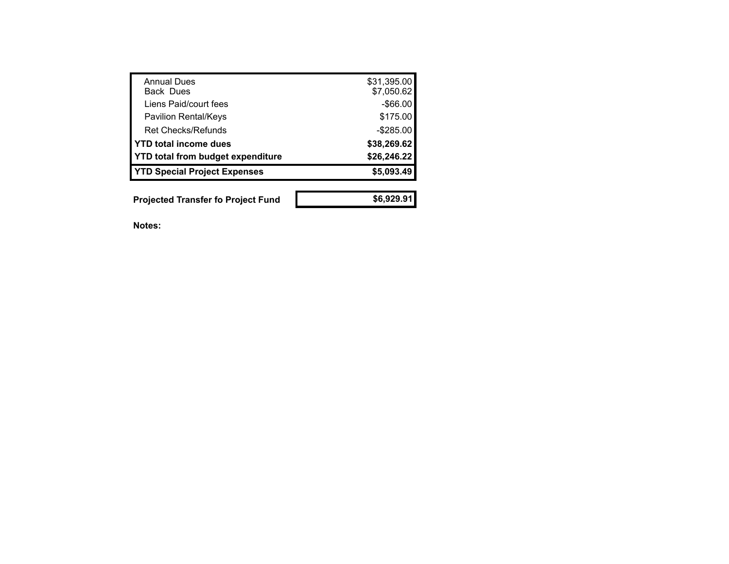| | |
|---|---|
| Annual Dues | $31,395.00 |
| Back Dues | $7,050.62 |
| Liens Paid/court fees | -$66.00 |
| Pavilion Rental/Keys | $175.00 |
| Ret Checks/Refunds | -$285.00 |
| **YTD total income dues** | **$38,269.62** |
| **YTD total from budget expenditure** | **$26,246.22** |
| **YTD Special Project Expenses** | **$5,093.49** |

| | |
|---|---|
| **Projected Transfer fo Project Fund** | **$6,929.91** |

**Notes:**